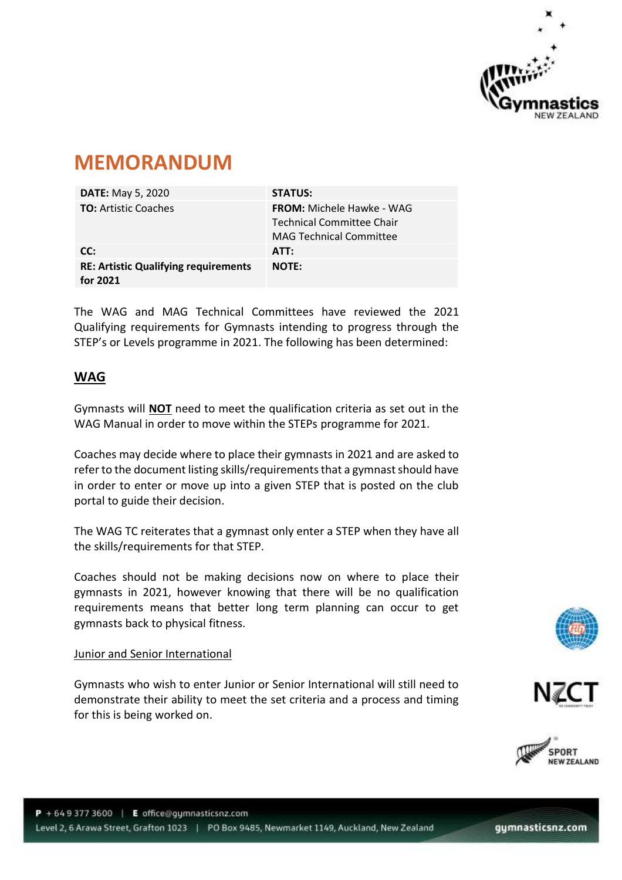# MEMORANDUM

| **DATE:** May 5, 2020 | **STATUS:** |
|---|---|
| **TO:** Artistic Coaches | **FROM:** Michele Hawke - WAG Technical Committee Chair MAG Technical Committee |
| **CC:** | **ATT:** |
| **RE: Artistic Qualifying requirements for 2021** | **NOTE:** |

The WAG and MAG Technical Committees have reviewed the 2021 Qualifying requirements for Gymnasts intending to progress through the STEP's or Levels programme in 2021. The following has been determined:

## WAG

Gymnasts will **NOT** need to meet the qualification criteria as set out in the WAG Manual in order to move within the STEPs programme for 2021.

Coaches may decide where to place their gymnasts in 2021 and are asked to refer to the document listing skills/requirements that a gymnast should have in order to enter or move up into a given STEP that is posted on the club portal to guide their decision.

The WAG TC reiterates that a gymnast only enter a STEP when they have all the skills/requirements for that STEP.

Coaches should not be making decisions now on where to place their gymnasts in 2021, however knowing that there will be no qualification requirements means that better long term planning can occur to get gymnasts back to physical fitness.

### Junior and Senior International

Gymnasts who wish to enter Junior or Senior International will still need to demonstrate their ability to meet the set criteria and a process and timing for this is being worked on.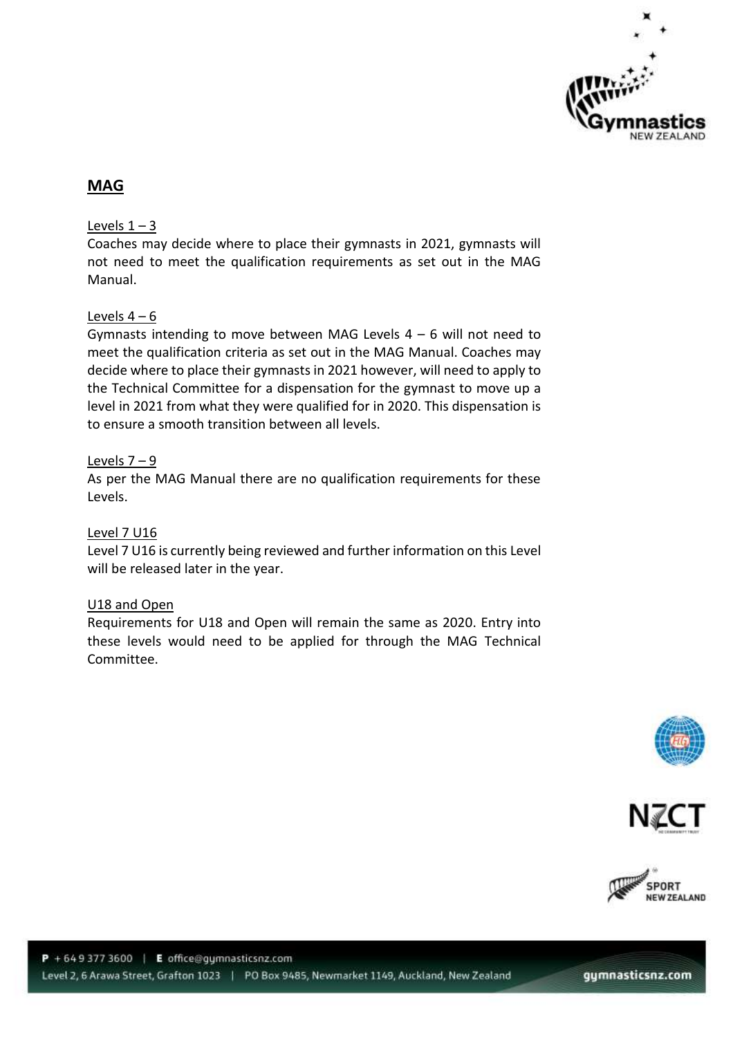## MAG

Levels 1 – 3

Coaches may decide where to place their gymnasts in 2021, gymnasts will not need to meet the qualification requirements as set out in the MAG Manual.

Levels 4 – 6

Gymnasts intending to move between MAG Levels 4 – 6 will not need to meet the qualification criteria as set out in the MAG Manual. Coaches may decide where to place their gymnasts in 2021 however, will need to apply to the Technical Committee for a dispensation for the gymnast to move up a level in 2021 from what they were qualified for in 2020. This dispensation is to ensure a smooth transition between all levels.

Levels 7 – 9

As per the MAG Manual there are no qualification requirements for these Levels.

Level 7 U16

Level 7 U16 is currently being reviewed and further information on this Level will be released later in the year.

U18 and Open

Requirements for U18 and Open will remain the same as 2020. Entry into these levels would need to be applied for through the MAG Technical Committee.